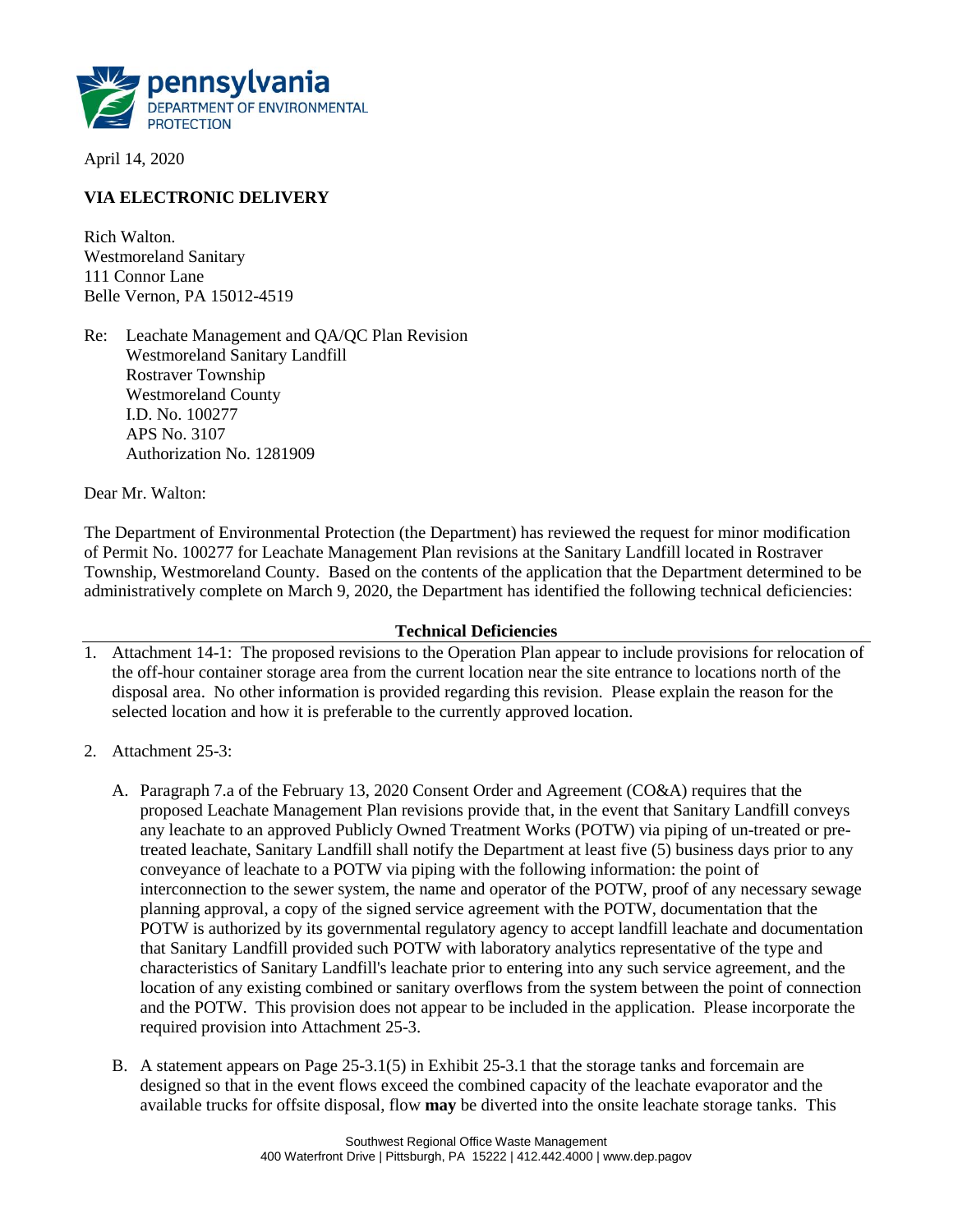pennsylvania
DEPARTMENT OF ENVIRONMENTAL PROTECTION

April 14, 2020

**VIA ELECTRONIC DELIVERY**

Rich Walton.
Westmoreland Sanitary
111 Connor Lane
Belle Vernon, PA 15012-4519

Re: Leachate Management and QA/QC Plan Revision
Westmoreland Sanitary Landfill
Rostraver Township
Westmoreland County
I.D. No. 100277
APS No. 3107
Authorization No. 1281909

Dear Mr. Walton:

The Department of Environmental Protection (the Department) has reviewed the request for minor modification of Permit No. 100277 for Leachate Management Plan revisions at the Sanitary Landfill located in Rostraver Township, Westmoreland County. Based on the contents of the application that the Department determined to be administratively complete on March 9, 2020, the Department has identified the following technical deficiencies:

**Technical Deficiencies**

1. Attachment 14-1: The proposed revisions to the Operation Plan appear to include provisions for relocation of the off-hour container storage area from the current location near the site entrance to locations north of the disposal area. No other information is provided regarding this revision. Please explain the reason for the selected location and how it is preferable to the currently approved location.

2. Attachment 25-3:

   A. Paragraph 7.a of the February 13, 2020 Consent Order and Agreement (CO&A) requires that the proposed Leachate Management Plan revisions provide that, in the event that Sanitary Landfill conveys any leachate to an approved Publicly Owned Treatment Works (POTW) via piping of un-treated or pre-treated leachate, Sanitary Landfill shall notify the Department at least five (5) business days prior to any conveyance of leachate to a POTW via piping with the following information: the point of interconnection to the sewer system, the name and operator of the POTW, proof of any necessary sewage planning approval, a copy of the signed service agreement with the POTW, documentation that the POTW is authorized by its governmental regulatory agency to accept landfill leachate and documentation that Sanitary Landfill provided such POTW with laboratory analytics representative of the type and characteristics of Sanitary Landfill's leachate prior to entering into any such service agreement, and the location of any existing combined or sanitary overflows from the system between the point of connection and the POTW. This provision does not appear to be included in the application. Please incorporate the required provision into Attachment 25-3.

   B. A statement appears on Page 25-3.1(5) in Exhibit 25-3.1 that the storage tanks and forcemain are designed so that in the event flows exceed the combined capacity of the leachate evaporator and the available trucks for offsite disposal, flow **may** be diverted into the onsite leachate storage tanks. This

Southwest Regional Office Waste Management
400 Waterfront Drive | Pittsburgh, PA 15222 | 412.442.4000 | www.dep.pagov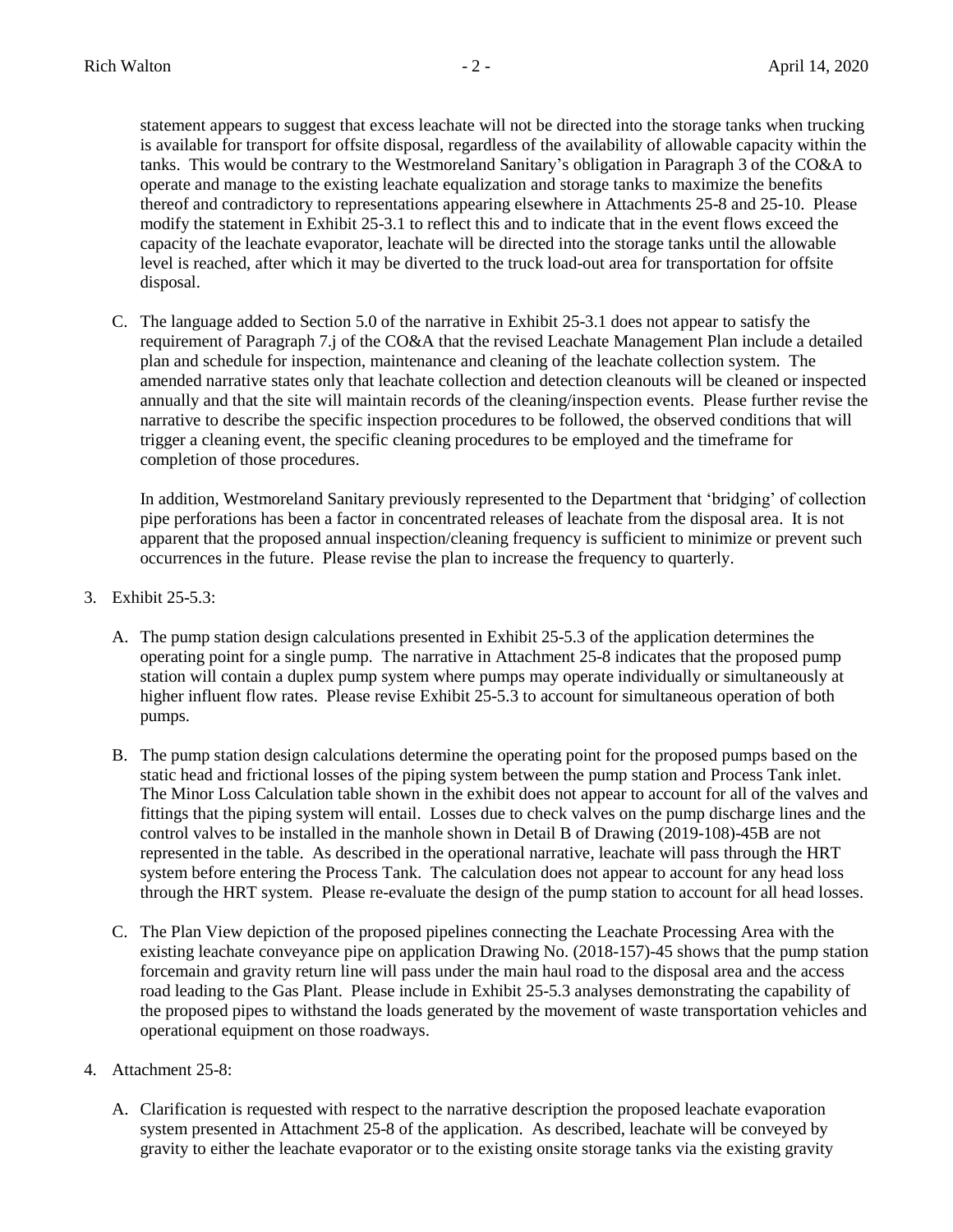statement appears to suggest that excess leachate will not be directed into the storage tanks when trucking is available for transport for offsite disposal, regardless of the availability of allowable capacity within the tanks. This would be contrary to the Westmoreland Sanitary's obligation in Paragraph 3 of the CO&A to operate and manage to the existing leachate equalization and storage tanks to maximize the benefits thereof and contradictory to representations appearing elsewhere in Attachments 25-8 and 25-10. Please modify the statement in Exhibit 25-3.1 to reflect this and to indicate that in the event flows exceed the capacity of the leachate evaporator, leachate will be directed into the storage tanks until the allowable level is reached, after which it may be diverted to the truck load-out area for transportation for offsite disposal.

C. The language added to Section 5.0 of the narrative in Exhibit 25-3.1 does not appear to satisfy the requirement of Paragraph 7.j of the CO&A that the revised Leachate Management Plan include a detailed plan and schedule for inspection, maintenance and cleaning of the leachate collection system. The amended narrative states only that leachate collection and detection cleanouts will be cleaned or inspected annually and that the site will maintain records of the cleaning/inspection events. Please further revise the narrative to describe the specific inspection procedures to be followed, the observed conditions that will trigger a cleaning event, the specific cleaning procedures to be employed and the timeframe for completion of those procedures.

   In addition, Westmoreland Sanitary previously represented to the Department that 'bridging' of collection pipe perforations has been a factor in concentrated releases of leachate from the disposal area. It is not apparent that the proposed annual inspection/cleaning frequency is sufficient to minimize or prevent such occurrences in the future. Please revise the plan to increase the frequency to quarterly.

3. Exhibit 25-5.3:

   A. The pump station design calculations presented in Exhibit 25-5.3 of the application determines the operating point for a single pump. The narrative in Attachment 25-8 indicates that the proposed pump station will contain a duplex pump system where pumps may operate individually or simultaneously at higher influent flow rates. Please revise Exhibit 25-5.3 to account for simultaneous operation of both pumps.

   B. The pump station design calculations determine the operating point for the proposed pumps based on the static head and frictional losses of the piping system between the pump station and Process Tank inlet. The Minor Loss Calculation table shown in the exhibit does not appear to account for all of the valves and fittings that the piping system will entail. Losses due to check valves on the pump discharge lines and the control valves to be installed in the manhole shown in Detail B of Drawing (2019-108)-45B are not represented in the table. As described in the operational narrative, leachate will pass through the HRT system before entering the Process Tank. The calculation does not appear to account for any head loss through the HRT system. Please re-evaluate the design of the pump station to account for all head losses.

   C. The Plan View depiction of the proposed pipelines connecting the Leachate Processing Area with the existing leachate conveyance pipe on application Drawing No. (2018-157)-45 shows that the pump station forcemain and gravity return line will pass under the main haul road to the disposal area and the access road leading to the Gas Plant. Please include in Exhibit 25-5.3 analyses demonstrating the capability of the proposed pipes to withstand the loads generated by the movement of waste transportation vehicles and operational equipment on those roadways.

4. Attachment 25-8:

   A. Clarification is requested with respect to the narrative description the proposed leachate evaporation system presented in Attachment 25-8 of the application. As described, leachate will be conveyed by gravity to either the leachate evaporator or to the existing onsite storage tanks via the existing gravity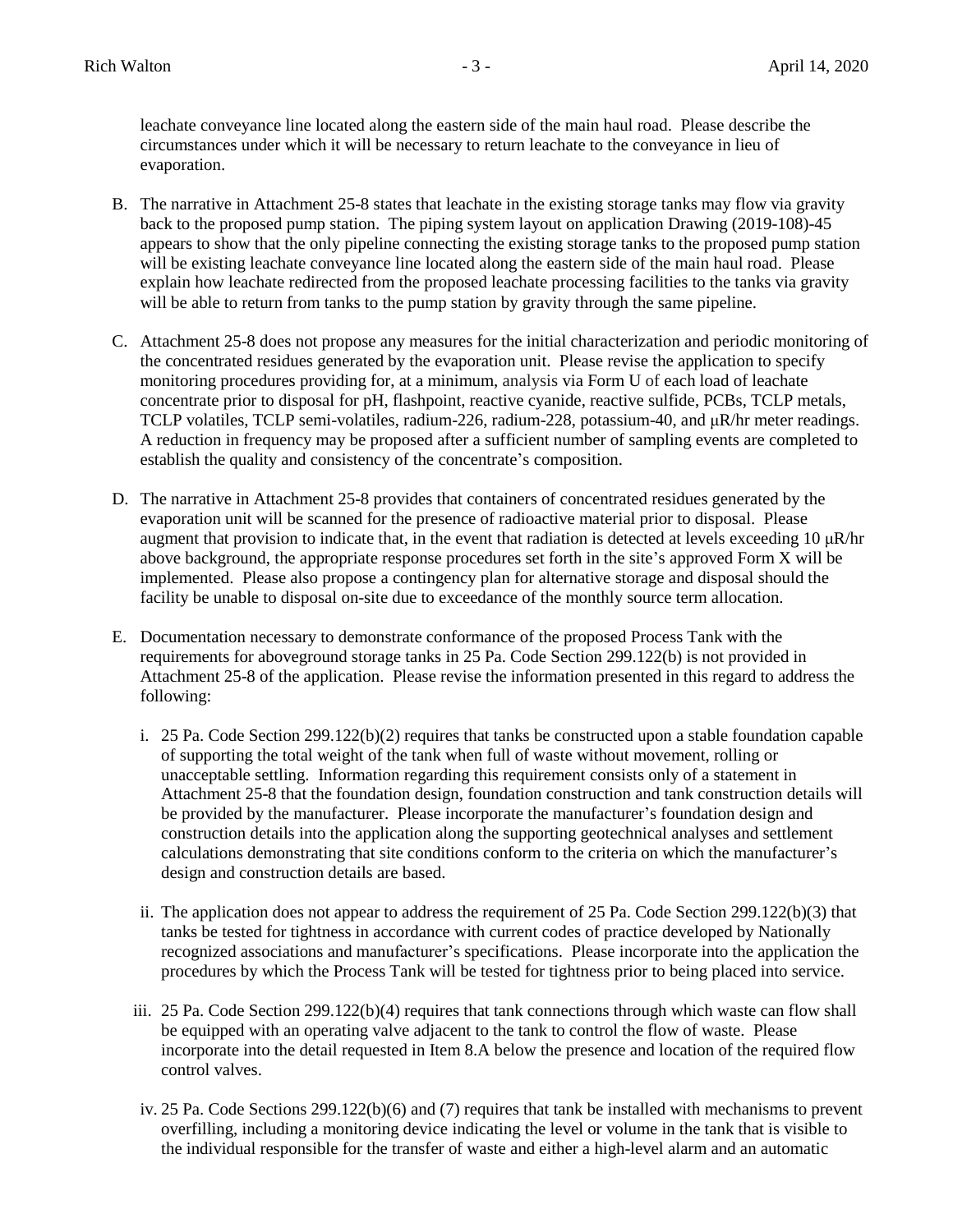leachate conveyance line located along the eastern side of the main haul road. Please describe the circumstances under which it will be necessary to return leachate to the conveyance in lieu of evaporation.

B. The narrative in Attachment 25-8 states that leachate in the existing storage tanks may flow via gravity back to the proposed pump station. The piping system layout on application Drawing (2019-108)-45 appears to show that the only pipeline connecting the existing storage tanks to the proposed pump station will be existing leachate conveyance line located along the eastern side of the main haul road. Please explain how leachate redirected from the proposed leachate processing facilities to the tanks via gravity will be able to return from tanks to the pump station by gravity through the same pipeline.

C. Attachment 25-8 does not propose any measures for the initial characterization and periodic monitoring of the concentrated residues generated by the evaporation unit. Please revise the application to specify monitoring procedures providing for, at a minimum, analysis via Form U of each load of leachate concentrate prior to disposal for pH, flashpoint, reactive cyanide, reactive sulfide, PCBs, TCLP metals, TCLP volatiles, TCLP semi-volatiles, radium-226, radium-228, potassium-40, and μR/hr meter readings. A reduction in frequency may be proposed after a sufficient number of sampling events are completed to establish the quality and consistency of the concentrate's composition.

D. The narrative in Attachment 25-8 provides that containers of concentrated residues generated by the evaporation unit will be scanned for the presence of radioactive material prior to disposal. Please augment that provision to indicate that, in the event that radiation is detected at levels exceeding 10 μR/hr above background, the appropriate response procedures set forth in the site's approved Form X will be implemented. Please also propose a contingency plan for alternative storage and disposal should the facility be unable to disposal on-site due to exceedance of the monthly source term allocation.

E. Documentation necessary to demonstrate conformance of the proposed Process Tank with the requirements for aboveground storage tanks in 25 Pa. Code Section 299.122(b) is not provided in Attachment 25-8 of the application. Please revise the information presented in this regard to address the following:

   i. 25 Pa. Code Section 299.122(b)(2) requires that tanks be constructed upon a stable foundation capable of supporting the total weight of the tank when full of waste without movement, rolling or unacceptable settling. Information regarding this requirement consists only of a statement in Attachment 25-8 that the foundation design, foundation construction and tank construction details will be provided by the manufacturer. Please incorporate the manufacturer's foundation design and construction details into the application along the supporting geotechnical analyses and settlement calculations demonstrating that site conditions conform to the criteria on which the manufacturer's design and construction details are based.

   ii. The application does not appear to address the requirement of 25 Pa. Code Section 299.122(b)(3) that tanks be tested for tightness in accordance with current codes of practice developed by Nationally recognized associations and manufacturer's specifications. Please incorporate into the application the procedures by which the Process Tank will be tested for tightness prior to being placed into service.

   iii. 25 Pa. Code Section 299.122(b)(4) requires that tank connections through which waste can flow shall be equipped with an operating valve adjacent to the tank to control the flow of waste. Please incorporate into the detail requested in Item 8.A below the presence and location of the required flow control valves.

   iv. 25 Pa. Code Sections 299.122(b)(6) and (7) requires that tank be installed with mechanisms to prevent overfilling, including a monitoring device indicating the level or volume in the tank that is visible to the individual responsible for the transfer of waste and either a high-level alarm and an automatic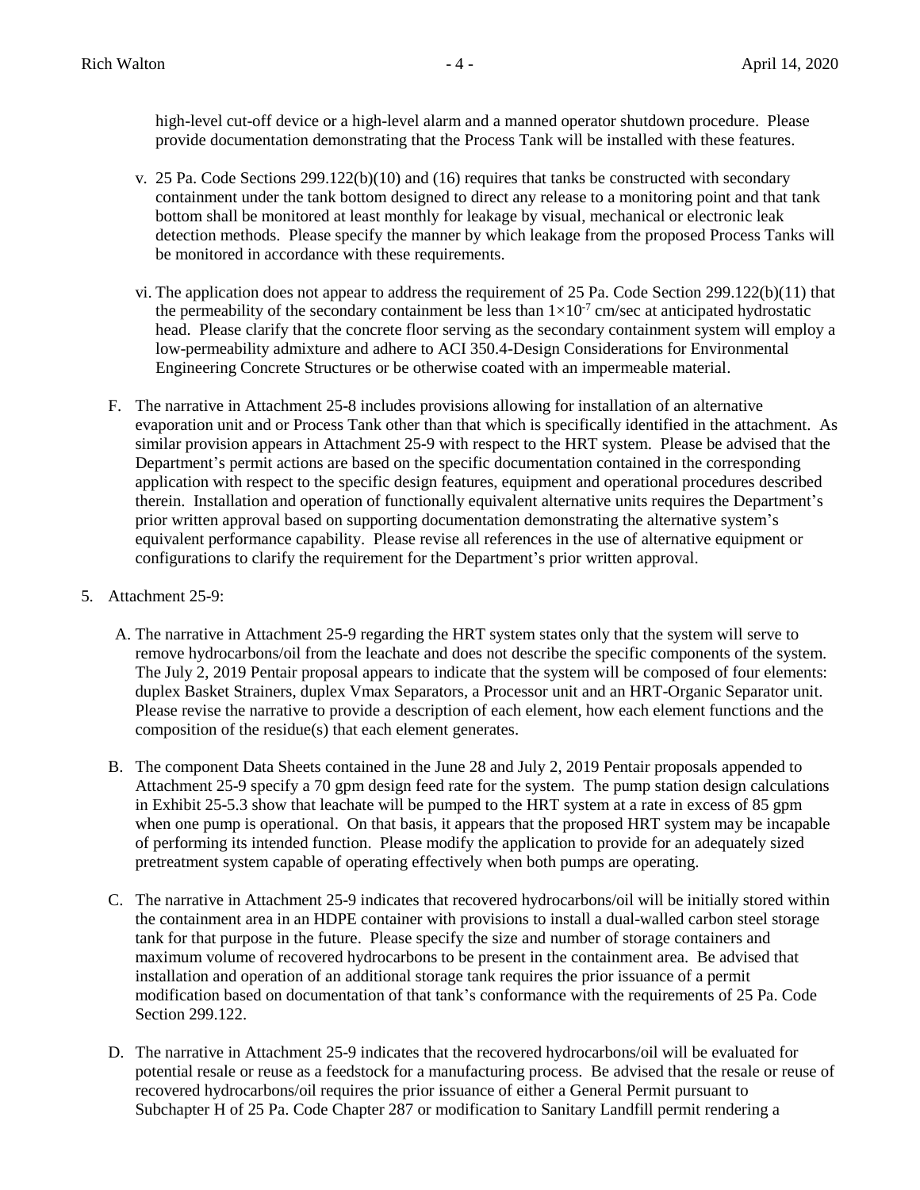high-level cut-off device or a high-level alarm and a manned operator shutdown procedure. Please provide documentation demonstrating that the Process Tank will be installed with these features.

v. 25 Pa. Code Sections 299.122(b)(10) and (16) requires that tanks be constructed with secondary containment under the tank bottom designed to direct any release to a monitoring point and that tank bottom shall be monitored at least monthly for leakage by visual, mechanical or electronic leak detection methods. Please specify the manner by which leakage from the proposed Process Tanks will be monitored in accordance with these requirements.

vi. The application does not appear to address the requirement of 25 Pa. Code Section 299.122(b)(11) that the permeability of the secondary containment be less than $1{\times}10^{-7}$ cm/sec at anticipated hydrostatic head. Please clarify that the concrete floor serving as the secondary containment system will employ a low-permeability admixture and adhere to ACI 350.4-Design Considerations for Environmental Engineering Concrete Structures or be otherwise coated with an impermeable material.

F. The narrative in Attachment 25-8 includes provisions allowing for installation of an alternative evaporation unit and or Process Tank other than that which is specifically identified in the attachment. As similar provision appears in Attachment 25-9 with respect to the HRT system. Please be advised that the Department's permit actions are based on the specific documentation contained in the corresponding application with respect to the specific design features, equipment and operational procedures described therein. Installation and operation of functionally equivalent alternative units requires the Department's prior written approval based on supporting documentation demonstrating the alternative system's equivalent performance capability. Please revise all references in the use of alternative equipment or configurations to clarify the requirement for the Department's prior written approval.

5. Attachment 25-9:

A. The narrative in Attachment 25-9 regarding the HRT system states only that the system will serve to remove hydrocarbons/oil from the leachate and does not describe the specific components of the system. The July 2, 2019 Pentair proposal appears to indicate that the system will be composed of four elements: duplex Basket Strainers, duplex Vmax Separators, a Processor unit and an HRT-Organic Separator unit. Please revise the narrative to provide a description of each element, how each element functions and the composition of the residue(s) that each element generates.

B. The component Data Sheets contained in the June 28 and July 2, 2019 Pentair proposals appended to Attachment 25-9 specify a 70 gpm design feed rate for the system. The pump station design calculations in Exhibit 25-5.3 show that leachate will be pumped to the HRT system at a rate in excess of 85 gpm when one pump is operational. On that basis, it appears that the proposed HRT system may be incapable of performing its intended function. Please modify the application to provide for an adequately sized pretreatment system capable of operating effectively when both pumps are operating.

C. The narrative in Attachment 25-9 indicates that recovered hydrocarbons/oil will be initially stored within the containment area in an HDPE container with provisions to install a dual-walled carbon steel storage tank for that purpose in the future. Please specify the size and number of storage containers and maximum volume of recovered hydrocarbons to be present in the containment area. Be advised that installation and operation of an additional storage tank requires the prior issuance of a permit modification based on documentation of that tank's conformance with the requirements of 25 Pa. Code Section 299.122.

D. The narrative in Attachment 25-9 indicates that the recovered hydrocarbons/oil will be evaluated for potential resale or reuse as a feedstock for a manufacturing process. Be advised that the resale or reuse of recovered hydrocarbons/oil requires the prior issuance of either a General Permit pursuant to Subchapter H of 25 Pa. Code Chapter 287 or modification to Sanitary Landfill permit rendering a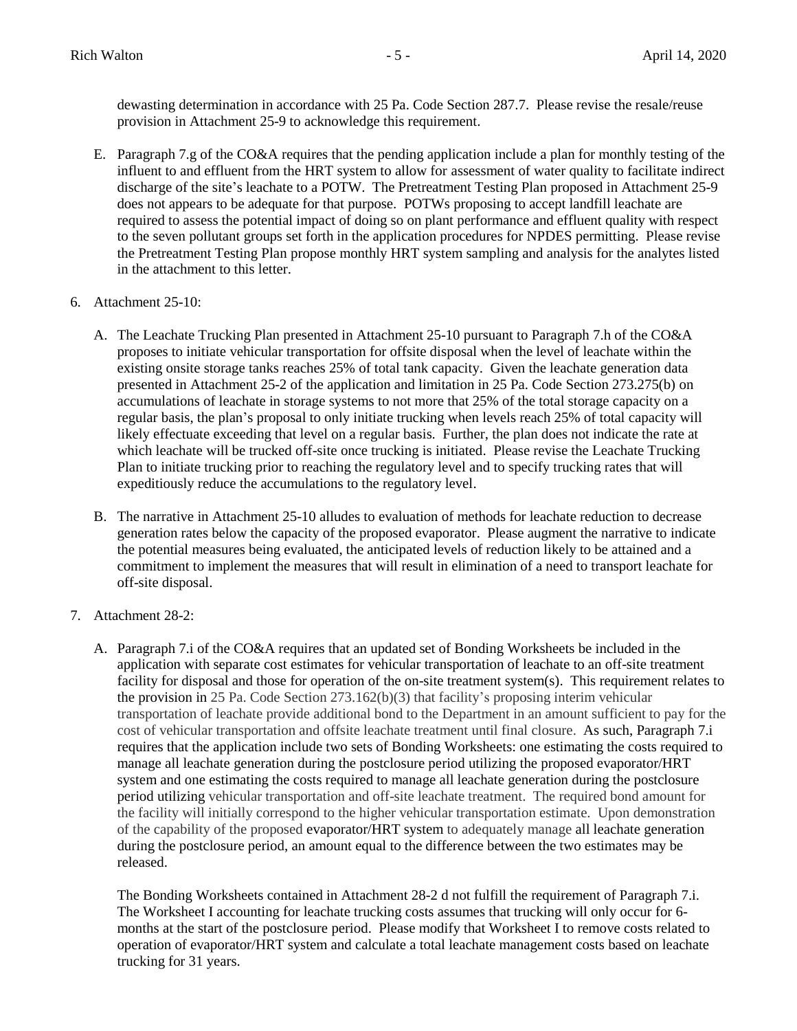dewasting determination in accordance with 25 Pa. Code Section 287.7. Please revise the resale/reuse provision in Attachment 25-9 to acknowledge this requirement.

E. Paragraph 7.g of the CO&A requires that the pending application include a plan for monthly testing of the influent to and effluent from the HRT system to allow for assessment of water quality to facilitate indirect discharge of the site's leachate to a POTW. The Pretreatment Testing Plan proposed in Attachment 25-9 does not appears to be adequate for that purpose. POTWs proposing to accept landfill leachate are required to assess the potential impact of doing so on plant performance and effluent quality with respect to the seven pollutant groups set forth in the application procedures for NPDES permitting. Please revise the Pretreatment Testing Plan propose monthly HRT system sampling and analysis for the analytes listed in the attachment to this letter.

6. Attachment 25-10:

   A. The Leachate Trucking Plan presented in Attachment 25-10 pursuant to Paragraph 7.h of the CO&A proposes to initiate vehicular transportation for offsite disposal when the level of leachate within the existing onsite storage tanks reaches 25% of total tank capacity. Given the leachate generation data presented in Attachment 25-2 of the application and limitation in 25 Pa. Code Section 273.275(b) on accumulations of leachate in storage systems to not more that 25% of the total storage capacity on a regular basis, the plan's proposal to only initiate trucking when levels reach 25% of total capacity will likely effectuate exceeding that level on a regular basis. Further, the plan does not indicate the rate at which leachate will be trucked off-site once trucking is initiated. Please revise the Leachate Trucking Plan to initiate trucking prior to reaching the regulatory level and to specify trucking rates that will expeditiously reduce the accumulations to the regulatory level.

   B. The narrative in Attachment 25-10 alludes to evaluation of methods for leachate reduction to decrease generation rates below the capacity of the proposed evaporator. Please augment the narrative to indicate the potential measures being evaluated, the anticipated levels of reduction likely to be attained and a commitment to implement the measures that will result in elimination of a need to transport leachate for off-site disposal.

7. Attachment 28-2:

   A. Paragraph 7.i of the CO&A requires that an updated set of Bonding Worksheets be included in the application with separate cost estimates for vehicular transportation of leachate to an off-site treatment facility for disposal and those for operation of the on-site treatment system(s). This requirement relates to the provision in 25 Pa. Code Section 273.162(b)(3) that facility's proposing interim vehicular transportation of leachate provide additional bond to the Department in an amount sufficient to pay for the cost of vehicular transportation and offsite leachate treatment until final closure. As such, Paragraph 7.i requires that the application include two sets of Bonding Worksheets: one estimating the costs required to manage all leachate generation during the postclosure period utilizing the proposed evaporator/HRT system and one estimating the costs required to manage all leachate generation during the postclosure period utilizing vehicular transportation and off-site leachate treatment. The required bond amount for the facility will initially correspond to the higher vehicular transportation estimate. Upon demonstration of the capability of the proposed evaporator/HRT system to adequately manage all leachate generation during the postclosure period, an amount equal to the difference between the two estimates may be released.

   The Bonding Worksheets contained in Attachment 28-2 d not fulfill the requirement of Paragraph 7.i. The Worksheet I accounting for leachate trucking costs assumes that trucking will only occur for 6-months at the start of the postclosure period. Please modify that Worksheet I to remove costs related to operation of evaporator/HRT system and calculate a total leachate management costs based on leachate trucking for 31 years.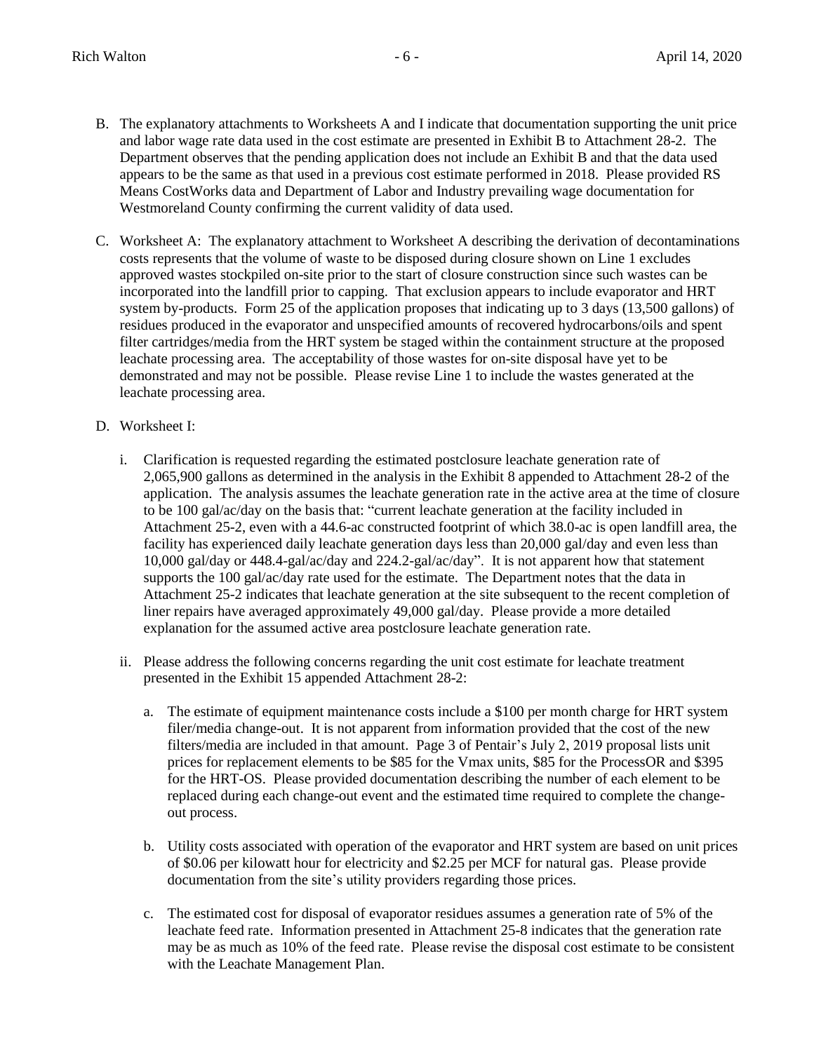B. The explanatory attachments to Worksheets A and I indicate that documentation supporting the unit price and labor wage rate data used in the cost estimate are presented in Exhibit B to Attachment 28-2. The Department observes that the pending application does not include an Exhibit B and that the data used appears to be the same as that used in a previous cost estimate performed in 2018. Please provided RS Means CostWorks data and Department of Labor and Industry prevailing wage documentation for Westmoreland County confirming the current validity of data used.

C. Worksheet A: The explanatory attachment to Worksheet A describing the derivation of decontaminations costs represents that the volume of waste to be disposed during closure shown on Line 1 excludes approved wastes stockpiled on-site prior to the start of closure construction since such wastes can be incorporated into the landfill prior to capping. That exclusion appears to include evaporator and HRT system by-products. Form 25 of the application proposes that indicating up to 3 days (13,500 gallons) of residues produced in the evaporator and unspecified amounts of recovered hydrocarbons/oils and spent filter cartridges/media from the HRT system be staged within the containment structure at the proposed leachate processing area. The acceptability of those wastes for on-site disposal have yet to be demonstrated and may not be possible. Please revise Line 1 to include the wastes generated at the leachate processing area.

D. Worksheet I:

   i. Clarification is requested regarding the estimated postclosure leachate generation rate of 2,065,900 gallons as determined in the analysis in the Exhibit 8 appended to Attachment 28-2 of the application. The analysis assumes the leachate generation rate in the active area at the time of closure to be 100 gal/ac/day on the basis that: "current leachate generation at the facility included in Attachment 25-2, even with a 44.6-ac constructed footprint of which 38.0-ac is open landfill area, the facility has experienced daily leachate generation days less than 20,000 gal/day and even less than 10,000 gal/day or 448.4-gal/ac/day and 224.2-gal/ac/day". It is not apparent how that statement supports the 100 gal/ac/day rate used for the estimate. The Department notes that the data in Attachment 25-2 indicates that leachate generation at the site subsequent to the recent completion of liner repairs have averaged approximately 49,000 gal/day. Please provide a more detailed explanation for the assumed active area postclosure leachate generation rate.

   ii. Please address the following concerns regarding the unit cost estimate for leachate treatment presented in the Exhibit 15 appended Attachment 28-2:

      a. The estimate of equipment maintenance costs include a $100 per month charge for HRT system filer/media change-out. It is not apparent from information provided that the cost of the new filters/media are included in that amount. Page 3 of Pentair's July 2, 2019 proposal lists unit prices for replacement elements to be $85 for the Vmax units, $85 for the ProcessOR and $395 for the HRT-OS. Please provided documentation describing the number of each element to be replaced during each change-out event and the estimated time required to complete the change-out process.

      b. Utility costs associated with operation of the evaporator and HRT system are based on unit prices of $0.06 per kilowatt hour for electricity and $2.25 per MCF for natural gas. Please provide documentation from the site's utility providers regarding those prices.

      c. The estimated cost for disposal of evaporator residues assumes a generation rate of 5% of the leachate feed rate. Information presented in Attachment 25-8 indicates that the generation rate may be as much as 10% of the feed rate. Please revise the disposal cost estimate to be consistent with the Leachate Management Plan.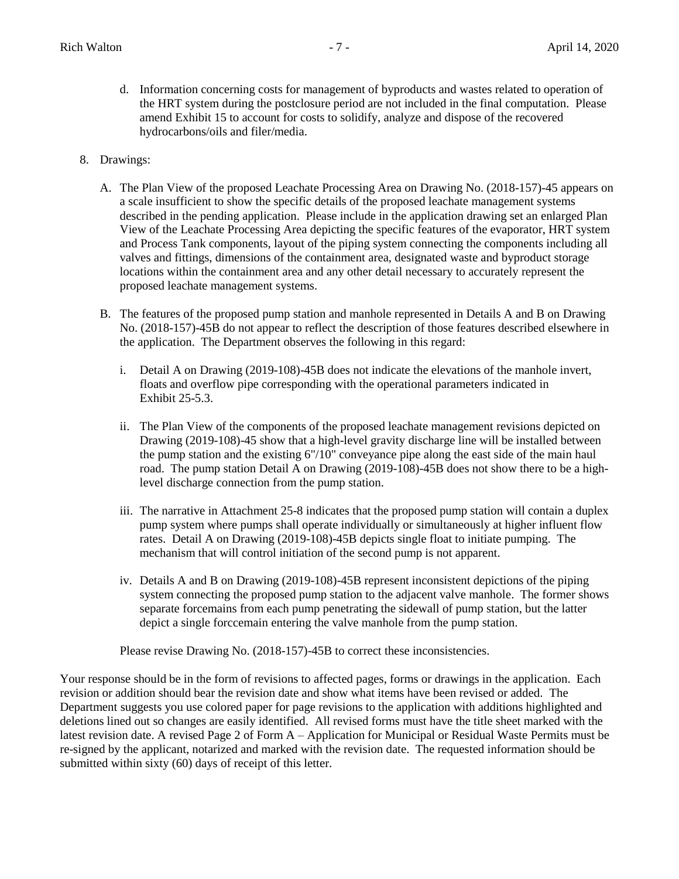d. Information concerning costs for management of byproducts and wastes related to operation of the HRT system during the postclosure period are not included in the final computation. Please amend Exhibit 15 to account for costs to solidify, analyze and dispose of the recovered hydrocarbons/oils and filer/media.

8. Drawings:

   A. The Plan View of the proposed Leachate Processing Area on Drawing No. (2018-157)-45 appears on a scale insufficient to show the specific details of the proposed leachate management systems described in the pending application. Please include in the application drawing set an enlarged Plan View of the Leachate Processing Area depicting the specific features of the evaporator, HRT system and Process Tank components, layout of the piping system connecting the components including all valves and fittings, dimensions of the containment area, designated waste and byproduct storage locations within the containment area and any other detail necessary to accurately represent the proposed leachate management systems.

   B. The features of the proposed pump station and manhole represented in Details A and B on Drawing No. (2018-157)-45B do not appear to reflect the description of those features described elsewhere in the application. The Department observes the following in this regard:

      i. Detail A on Drawing (2019-108)-45B does not indicate the elevations of the manhole invert, floats and overflow pipe corresponding with the operational parameters indicated in Exhibit 25-5.3.

      ii. The Plan View of the components of the proposed leachate management revisions depicted on Drawing (2019-108)-45 show that a high-level gravity discharge line will be installed between the pump station and the existing 6"/10" conveyance pipe along the east side of the main haul road. The pump station Detail A on Drawing (2019-108)-45B does not show there to be a high-level discharge connection from the pump station.

      iii. The narrative in Attachment 25-8 indicates that the proposed pump station will contain a duplex pump system where pumps shall operate individually or simultaneously at higher influent flow rates. Detail A on Drawing (2019-108)-45B depicts single float to initiate pumping. The mechanism that will control initiation of the second pump is not apparent.

      iv. Details A and B on Drawing (2019-108)-45B represent inconsistent depictions of the piping system connecting the proposed pump station to the adjacent valve manhole. The former shows separate forcemains from each pump penetrating the sidewall of pump station, but the latter depict a single forccemain entering the valve manhole from the pump station.

   Please revise Drawing No. (2018-157)-45B to correct these inconsistencies.

Your response should be in the form of revisions to affected pages, forms or drawings in the application. Each revision or addition should bear the revision date and show what items have been revised or added. The Department suggests you use colored paper for page revisions to the application with additions highlighted and deletions lined out so changes are easily identified. All revised forms must have the title sheet marked with the latest revision date. A revised Page 2 of Form A – Application for Municipal or Residual Waste Permits must be re-signed by the applicant, notarized and marked with the revision date. The requested information should be submitted within sixty (60) days of receipt of this letter.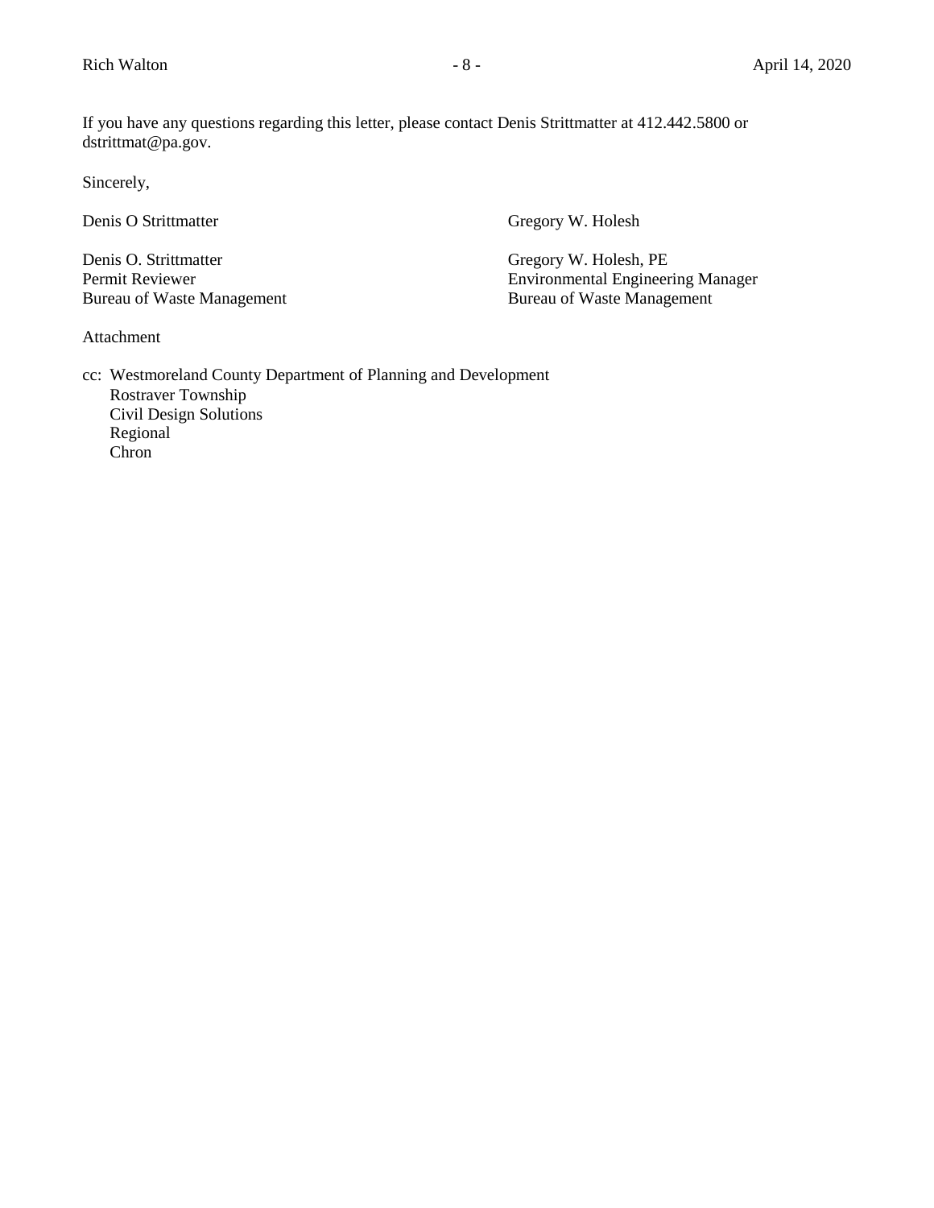If you have any questions regarding this letter, please contact Denis Strittmatter at 412.442.5800 or dstrittmat@pa.gov.

Sincerely,

Denis O Strittmatter

Denis O. Strittmatter
Permit Reviewer
Bureau of Waste Management

Gregory W. Holesh

Gregory W. Holesh, PE
Environmental Engineering Manager
Bureau of Waste Management

Attachment

cc: Westmoreland County Department of Planning and Development
Rostraver Township
Civil Design Solutions
Regional
Chron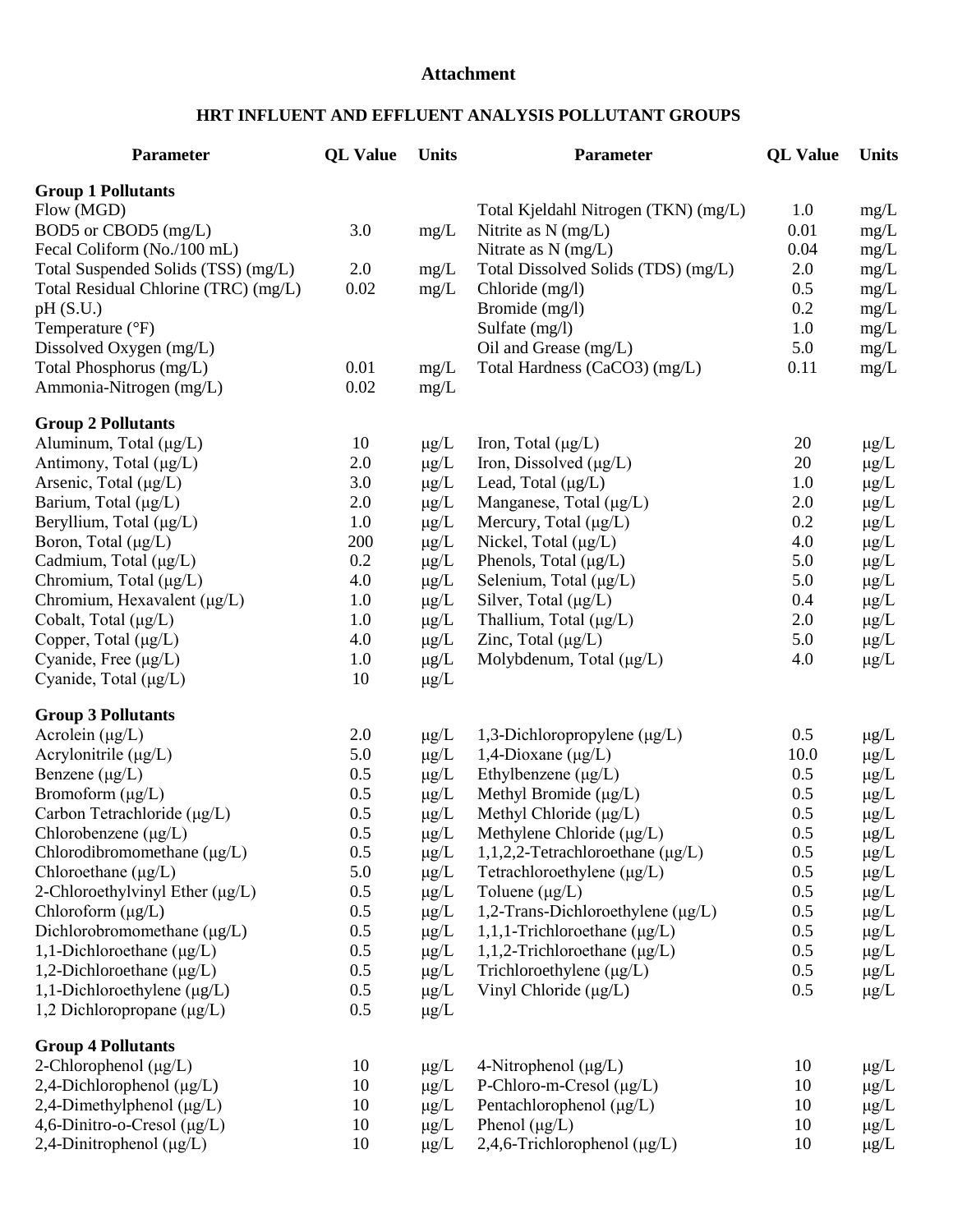**Attachment**

**HRT INFLUENT AND EFFLUENT ANALYSIS POLLUTANT GROUPS**

| Parameter | QL Value | Units | Parameter | QL Value | Units |
|---|---|---|---|---|---|
| **Group 1 Pollutants** | | | | | |
| Flow (MGD) | | | Total Kjeldahl Nitrogen (TKN) (mg/L) | 1.0 | mg/L |
| BOD5 or CBOD5 (mg/L) | 3.0 | mg/L | Nitrite as N (mg/L) | 0.01 | mg/L |
| Fecal Coliform (No./100 mL) | | | Nitrate as N (mg/L) | 0.04 | mg/L |
| Total Suspended Solids (TSS) (mg/L) | 2.0 | mg/L | Total Dissolved Solids (TDS) (mg/L) | 2.0 | mg/L |
| Total Residual Chlorine (TRC) (mg/L) | 0.02 | mg/L | Chloride (mg/l) | 0.5 | mg/L |
| pH (S.U.) | | | Bromide (mg/l) | 0.2 | mg/L |
| Temperature (°F) | | | Sulfate (mg/l) | 1.0 | mg/L |
| Dissolved Oxygen (mg/L) | | | Oil and Grease (mg/L) | 5.0 | mg/L |
| Total Phosphorus (mg/L) | 0.01 | mg/L | Total Hardness ($CaCO_3$) (mg/L) | 0.11 | mg/L |
| Ammonia-Nitrogen (mg/L) | 0.02 | mg/L | | | |
| **Group 2 Pollutants** | | | | | |
| Aluminum, Total (μg/L) | 10 | μg/L | Iron, Total (μg/L) | 20 | μg/L |
| Antimony, Total (μg/L) | 2.0 | μg/L | Iron, Dissolved (μg/L) | 20 | μg/L |
| Arsenic, Total (μg/L) | 3.0 | μg/L | Lead, Total (μg/L) | 1.0 | μg/L |
| Barium, Total (μg/L) | 2.0 | μg/L | Manganese, Total (μg/L) | 2.0 | μg/L |
| Beryllium, Total (μg/L) | 1.0 | μg/L | Mercury, Total (μg/L) | 0.2 | μg/L |
| Boron, Total (μg/L) | 200 | μg/L | Nickel, Total (μg/L) | 4.0 | μg/L |
| Cadmium, Total (μg/L) | 0.2 | μg/L | Phenols, Total (μg/L) | 5.0 | μg/L |
| Chromium, Total (μg/L) | 4.0 | μg/L | Selenium, Total (μg/L) | 5.0 | μg/L |
| Chromium, Hexavalent (μg/L) | 1.0 | μg/L | Silver, Total (μg/L) | 0.4 | μg/L |
| Cobalt, Total (μg/L) | 1.0 | μg/L | Thallium, Total (μg/L) | 2.0 | μg/L |
| Copper, Total (μg/L) | 4.0 | μg/L | Zinc, Total (μg/L) | 5.0 | μg/L |
| Cyanide, Free (μg/L) | 1.0 | μg/L | Molybdenum, Total (μg/L) | 4.0 | μg/L |
| Cyanide, Total (μg/L) | 10 | μg/L | | | |
| **Group 3 Pollutants** | | | | | |
| Acrolein (μg/L) | 2.0 | μg/L | 1,3-Dichloropropylene (μg/L) | 0.5 | μg/L |
| Acrylonitrile (μg/L) | 5.0 | μg/L | 1,4-Dioxane (μg/L) | 10.0 | μg/L |
| Benzene (μg/L) | 0.5 | μg/L | Ethylbenzene (μg/L) | 0.5 | μg/L |
| Bromoform (μg/L) | 0.5 | μg/L | Methyl Bromide (μg/L) | 0.5 | μg/L |
| Carbon Tetrachloride (μg/L) | 0.5 | μg/L | Methyl Chloride (μg/L) | 0.5 | μg/L |
| Chlorobenzene (μg/L) | 0.5 | μg/L | Methylene Chloride (μg/L) | 0.5 | μg/L |
| Chlorodibromomethane (μg/L) | 0.5 | μg/L | 1,1,2,2-Tetrachloroethane (μg/L) | 0.5 | μg/L |
| Chloroethane (μg/L) | 5.0 | μg/L | Tetrachloroethylene (μg/L) | 0.5 | μg/L |
| 2-Chloroethylvinyl Ether (μg/L) | 0.5 | μg/L | Toluene (μg/L) | 0.5 | μg/L |
| Chloroform (μg/L) | 0.5 | μg/L | 1,2-Trans-Dichloroethylene (μg/L) | 0.5 | μg/L |
| Dichlorobromomethane (μg/L) | 0.5 | μg/L | 1,1,1-Trichloroethane (μg/L) | 0.5 | μg/L |
| 1,1-Dichloroethane (μg/L) | 0.5 | μg/L | 1,1,2-Trichloroethane (μg/L) | 0.5 | μg/L |
| 1,2-Dichloroethane (μg/L) | 0.5 | μg/L | Trichloroethylene (μg/L) | 0.5 | μg/L |
| 1,1-Dichloroethylene (μg/L) | 0.5 | μg/L | Vinyl Chloride (μg/L) | 0.5 | μg/L |
| 1,2 Dichloropropane (μg/L) | 0.5 | μg/L | | | |
| **Group 4 Pollutants** | | | | | |
| 2-Chlorophenol (μg/L) | 10 | μg/L | 4-Nitrophenol (μg/L) | 10 | μg/L |
| 2,4-Dichlorophenol (μg/L) | 10 | μg/L | P-Chloro-m-Cresol (μg/L) | 10 | μg/L |
| 2,4-Dimethylphenol (μg/L) | 10 | μg/L | Pentachlorophenol (μg/L) | 10 | μg/L |
| 4,6-Dinitro-o-Cresol (μg/L) | 10 | μg/L | Phenol (μg/L) | 10 | μg/L |
| 2,4-Dinitrophenol (μg/L) | 10 | μg/L | 2,4,6-Trichlorophenol (μg/L) | 10 | μg/L |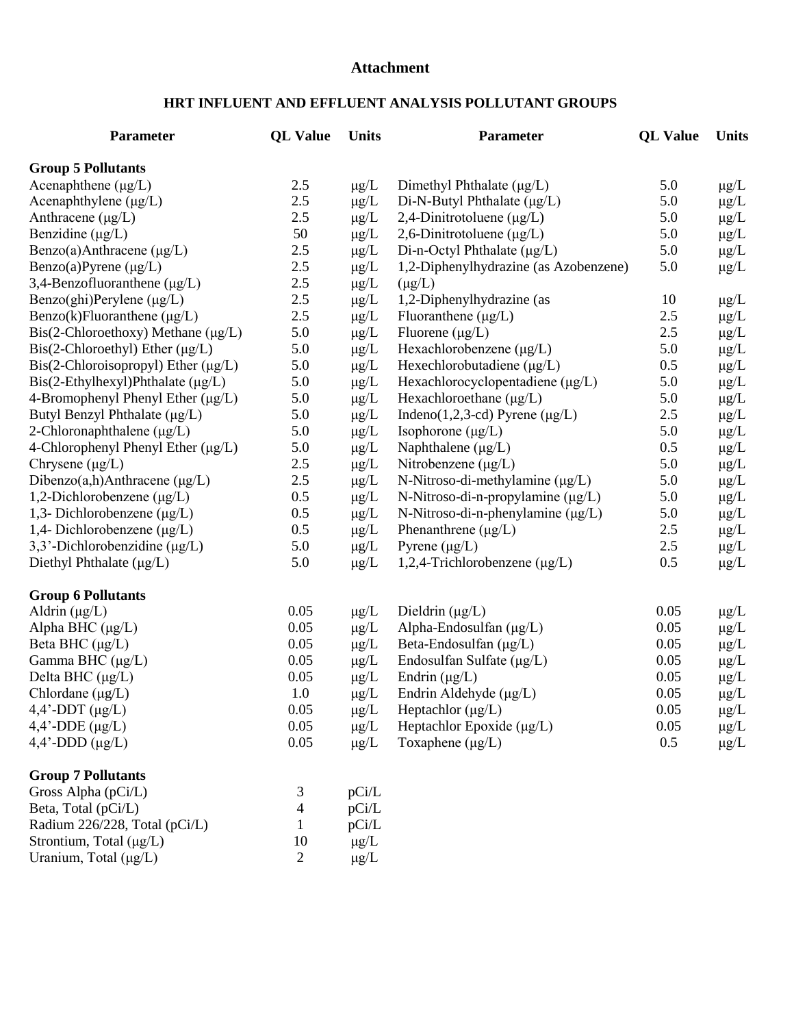# Attachment

## HRT INFLUENT AND EFFLUENT ANALYSIS POLLUTANT GROUPS

| Parameter | QL Value | Units | Parameter | QL Value | Units |
|---|---|---|---|---|---|
| **Group 5 Pollutants** | | | | | |
| Acenaphthene (μg/L) | 2.5 | μg/L | Dimethyl Phthalate (μg/L) | 5.0 | μg/L |
| Acenaphthylene (μg/L) | 2.5 | μg/L | Di-N-Butyl Phthalate (μg/L) | 5.0 | μg/L |
| Anthracene (μg/L) | 2.5 | μg/L | 2,4-Dinitrotoluene (μg/L) | 5.0 | μg/L |
| Benzidine (μg/L) | 50 | μg/L | 2,6-Dinitrotoluene (μg/L) | 5.0 | μg/L |
| Benzo(a)Anthracene (μg/L) | 2.5 | μg/L | Di-n-Octyl Phthalate (μg/L) | 5.0 | μg/L |
| Benzo(a)Pyrene (μg/L) | 2.5 | μg/L | 1,2-Diphenylhydrazine (as Azobenzene) (μg/L) | 5.0 | μg/L |
| 3,4-Benzofluoranthene (μg/L) | 2.5 | μg/L | | | |
| Benzo(ghi)Perylene (μg/L) | 2.5 | μg/L | 1,2-Diphenylhydrazine (as | 10 | μg/L |
| Benzo(k)Fluoranthene (μg/L) | 2.5 | μg/L | Fluoranthene (μg/L) | 2.5 | μg/L |
| Bis(2-Chloroethoxy) Methane (μg/L) | 5.0 | μg/L | Fluorene (μg/L) | 2.5 | μg/L |
| Bis(2-Chloroethyl) Ether (μg/L) | 5.0 | μg/L | Hexachlorobenzene (μg/L) | 5.0 | μg/L |
| Bis(2-Chloroisopropyl) Ether (μg/L) | 5.0 | μg/L | Hexechlorobutadiene (μg/L) | 0.5 | μg/L |
| Bis(2-Ethylhexyl)Phthalate (μg/L) | 5.0 | μg/L | Hexachlorocyclopentadiene (μg/L) | 5.0 | μg/L |
| 4-Bromophenyl Phenyl Ether (μg/L) | 5.0 | μg/L | Hexachloroethane (μg/L) | 5.0 | μg/L |
| Butyl Benzyl Phthalate (μg/L) | 5.0 | μg/L | Indeno(1,2,3-cd) Pyrene (μg/L) | 2.5 | μg/L |
| 2-Chloronaphthalene (μg/L) | 5.0 | μg/L | Isophorone (μg/L) | 5.0 | μg/L |
| 4-Chlorophenyl Phenyl Ether (μg/L) | 5.0 | μg/L | Naphthalene (μg/L) | 0.5 | μg/L |
| Chrysene (μg/L) | 2.5 | μg/L | Nitrobenzene (μg/L) | 5.0 | μg/L |
| Dibenzo(a,h)Anthracene (μg/L) | 2.5 | μg/L | N-Nitroso-di-methylamine (μg/L) | 5.0 | μg/L |
| 1,2-Dichlorobenzene (μg/L) | 0.5 | μg/L | N-Nitroso-di-n-propylamine (μg/L) | 5.0 | μg/L |
| 1,3- Dichlorobenzene (μg/L) | 0.5 | μg/L | N-Nitroso-di-n-phenylamine (μg/L) | 5.0 | μg/L |
| 1,4- Dichlorobenzene (μg/L) | 0.5 | μg/L | Phenanthrene (μg/L) | 2.5 | μg/L |
| 3,3'-Dichlorobenzidine (μg/L) | 5.0 | μg/L | Pyrene (μg/L) | 2.5 | μg/L |
| Diethyl Phthalate (μg/L) | 5.0 | μg/L | 1,2,4-Trichlorobenzene (μg/L) | 0.5 | μg/L |
| **Group 6 Pollutants** | | | | | |
| Aldrin (μg/L) | 0.05 | μg/L | Dieldrin (μg/L) | 0.05 | μg/L |
| Alpha BHC (μg/L) | 0.05 | μg/L | Alpha-Endosulfan (μg/L) | 0.05 | μg/L |
| Beta BHC (μg/L) | 0.05 | μg/L | Beta-Endosulfan (μg/L) | 0.05 | μg/L |
| Gamma BHC (μg/L) | 0.05 | μg/L | Endosulfan Sulfate (μg/L) | 0.05 | μg/L |
| Delta BHC (μg/L) | 0.05 | μg/L | Endrin (μg/L) | 0.05 | μg/L |
| Chlordane (μg/L) | 1.0 | μg/L | Endrin Aldehyde (μg/L) | 0.05 | μg/L |
| 4,4'-DDT (μg/L) | 0.05 | μg/L | Heptachlor (μg/L) | 0.05 | μg/L |
| 4,4'-DDE (μg/L) | 0.05 | μg/L | Heptachlor Epoxide (μg/L) | 0.05 | μg/L |
| 4,4'-DDD (μg/L) | 0.05 | μg/L | Toxaphene (μg/L) | 0.5 | μg/L |
| **Group 7 Pollutants** | | | | | |
| Gross Alpha (pCi/L) | 3 | pCi/L | | | |
| Beta, Total (pCi/L) | 4 | pCi/L | | | |
| Radium 226/228, Total (pCi/L) | 1 | pCi/L | | | |
| Strontium, Total (μg/L) | 10 | μg/L | | | |
| Uranium, Total (μg/L) | 2 | μg/L | | | |